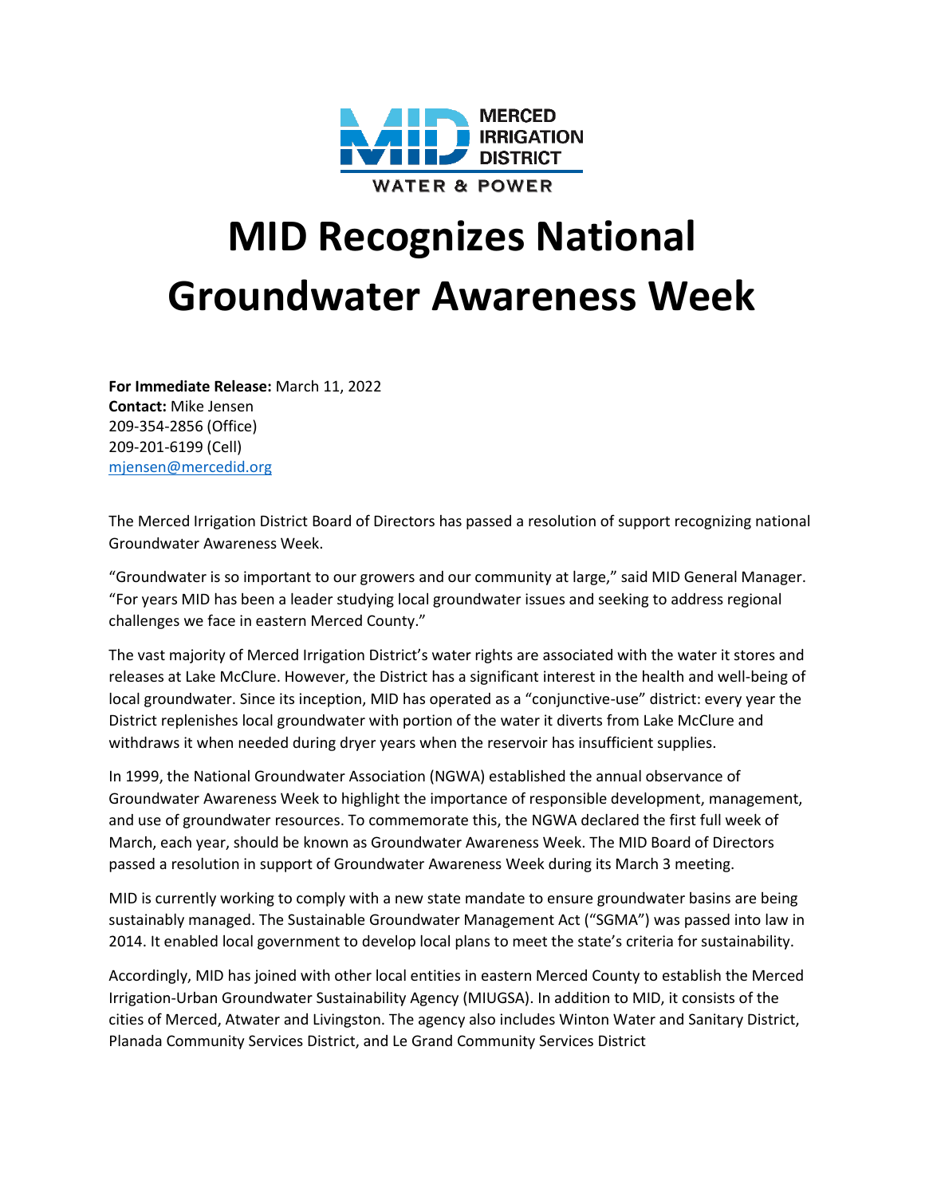MERCED IRRIGATION DISTRICT

WATER & POWER

# MID Recognizes National Groundwater Awareness Week

**For Immediate Release:** March 11, 2022
**Contact:** Mike Jensen
209-354-2856 (Office)
209-201-6199 (Cell)
mjensen@mercedid.org

The Merced Irrigation District Board of Directors has passed a resolution of support recognizing national Groundwater Awareness Week.

"Groundwater is so important to our growers and our community at large," said MID General Manager. "For years MID has been a leader studying local groundwater issues and seeking to address regional challenges we face in eastern Merced County."

The vast majority of Merced Irrigation District's water rights are associated with the water it stores and releases at Lake McClure. However, the District has a significant interest in the health and well-being of local groundwater. Since its inception, MID has operated as a "conjunctive-use" district: every year the District replenishes local groundwater with portion of the water it diverts from Lake McClure and withdraws it when needed during dryer years when the reservoir has insufficient supplies.

In 1999, the National Groundwater Association (NGWA) established the annual observance of Groundwater Awareness Week to highlight the importance of responsible development, management, and use of groundwater resources. To commemorate this, the NGWA declared the first full week of March, each year, should be known as Groundwater Awareness Week. The MID Board of Directors passed a resolution in support of Groundwater Awareness Week during its March 3 meeting.

MID is currently working to comply with a new state mandate to ensure groundwater basins are being sustainably managed. The Sustainable Groundwater Management Act ("SGMA") was passed into law in 2014. It enabled local government to develop local plans to meet the state's criteria for sustainability.

Accordingly, MID has joined with other local entities in eastern Merced County to establish the Merced Irrigation-Urban Groundwater Sustainability Agency (MIUGSA). In addition to MID, it consists of the cities of Merced, Atwater and Livingston. The agency also includes Winton Water and Sanitary District, Planada Community Services District, and Le Grand Community Services District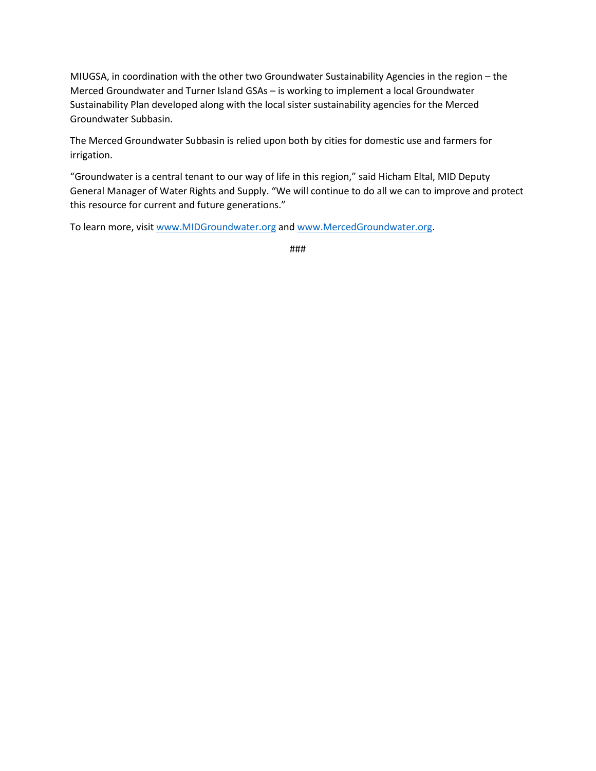MIUGSA, in coordination with the other two Groundwater Sustainability Agencies in the region – the Merced Groundwater and Turner Island GSAs – is working to implement a local Groundwater Sustainability Plan developed along with the local sister sustainability agencies for the Merced Groundwater Subbasin.

The Merced Groundwater Subbasin is relied upon both by cities for domestic use and farmers for irrigation.

"Groundwater is a central tenant to our way of life in this region," said Hicham Eltal, MID Deputy General Manager of Water Rights and Supply. "We will continue to do all we can to improve and protect this resource for current and future generations."

To learn more, visit [www.MIDGroundwater.org](http://www.MIDGroundwater.org) and [www.MercedGroundwater.org](http://www.MercedGroundwater.org).

###